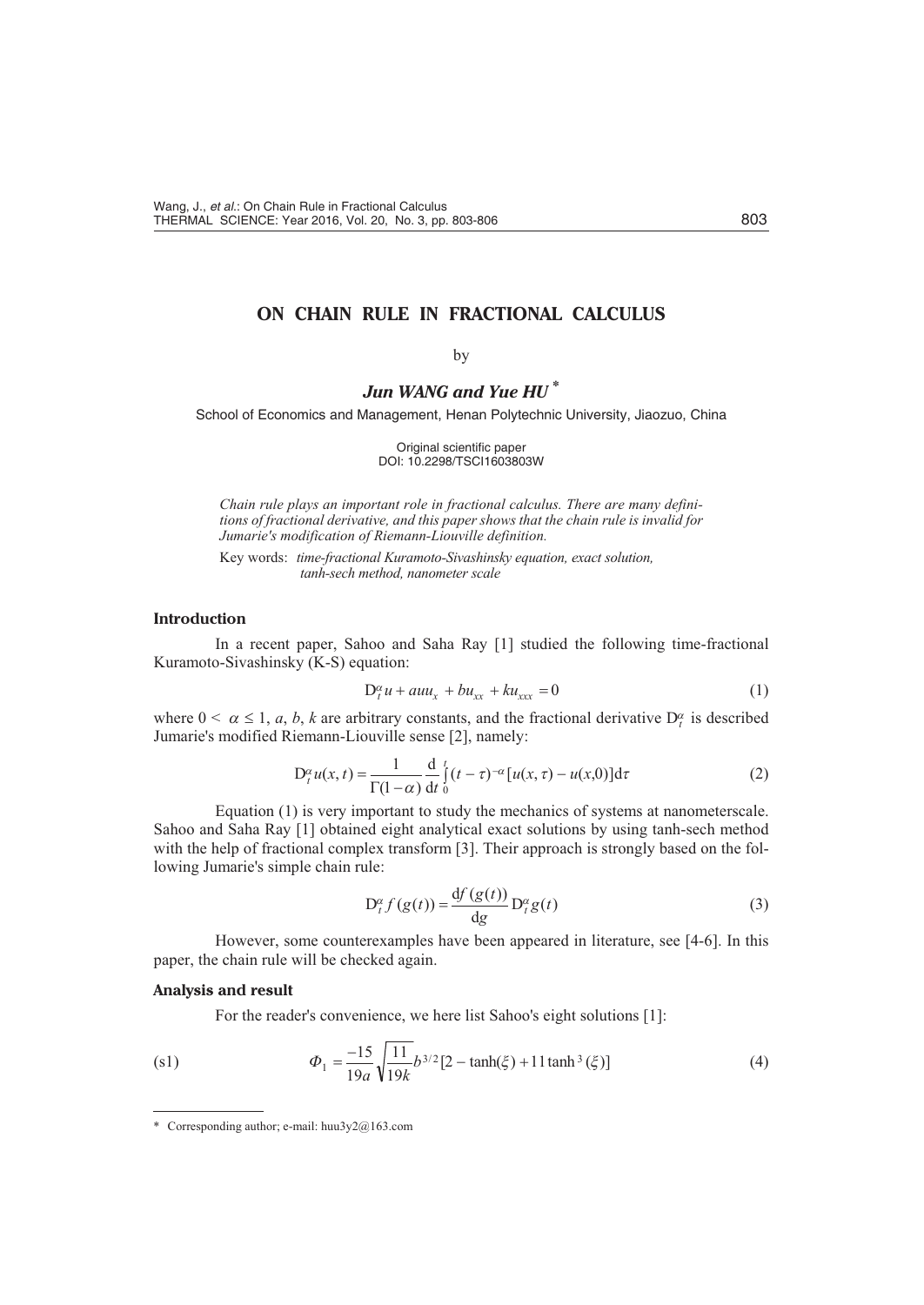# ON CHAIN RULE IN FRACTIONAL CALCULUS

by

***Jun WANG and Yue HU*** *

School of Economics and Management, Henan Polytechnic University, Jiaozuo, China

Original scientific paper
DOI: 10.2298/TSCI1603803W

*Chain rule plays an important role in fractional calculus. There are many definitions of fractional derivative, and this paper shows that the chain rule is invalid for Jumarie's modification of Riemann-Liouville definition.*

Key words: *time-fractional Kuramoto-Sivashinsky equation, exact solution, tanh-sech method, nanometer scale*

## Introduction

In a recent paper, Sahoo and Saha Ray [1] studied the following time-fractional Kuramoto-Sivashinsky (K-S) equation:

$$\mathrm{D}_t^\alpha u + auu_x + bu_{xx} + ku_{xxx} = 0 \tag{1}$$

where $0 < \alpha \leq 1$, $a$, $b$, $k$ are arbitrary constants, and the fractional derivative $\mathrm{D}_t^\alpha$ is described Jumarie's modified Riemann-Liouville sense [2], namely:

$$\mathrm{D}_t^\alpha u(x,t) = \frac{1}{\Gamma(1-\alpha)} \frac{\mathrm{d}}{\mathrm{d}t} \int_0^t (t-\tau)^{-\alpha} [u(x,\tau) - u(x,0)] \mathrm{d}\tau \tag{2}$$

Equation (1) is very important to study the mechanics of systems at nanometerscale. Sahoo and Saha Ray [1] obtained eight analytical exact solutions by using tanh-sech method with the help of fractional complex transform [3]. Their approach is strongly based on the following Jumarie's simple chain rule:

$$\mathrm{D}_t^\alpha f(g(t)) = \frac{\mathrm{d}f(g(t))}{\mathrm{d}g} \mathrm{D}_t^\alpha g(t) \tag{3}$$

However, some counterexamples have been appeared in literature, see [4-6]. In this paper, the chain rule will be checked again.

## Analysis and result

For the reader's convenience, we here list Sahoo's eight solutions [1]:

$$\text{(s1)} \qquad \Phi_1 = \frac{-15}{19a} \sqrt{\frac{11}{19k}} b^{3/2} [2 - \tanh(\xi) + 11 \tanh^3(\xi)] \tag{4}$$

---

\* Corresponding author; e-mail: huu3y2@163.com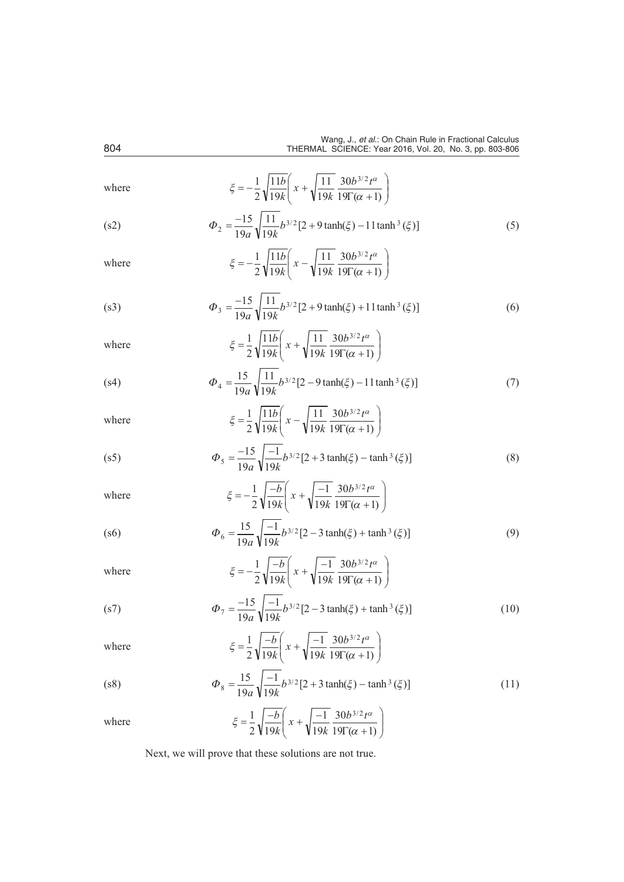where

$$\xi = -\frac{1}{2}\sqrt{\frac{11b}{19k}}\left(x + \sqrt{\frac{11}{19k}}\frac{30b^{3/2}t^{\alpha}}{19\Gamma(\alpha+1)}\right)$$

(s2)

$$\Phi_2 = \frac{-15}{19a}\sqrt{\frac{11}{19k}}b^{3/2}[2 + 9\tanh(\xi) - 11\tanh^3(\xi)] \tag{5}$$

where

$$\xi = -\frac{1}{2}\sqrt{\frac{11b}{19k}}\left(x - \sqrt{\frac{11}{19k}}\frac{30b^{3/2}t^{\alpha}}{19\Gamma(\alpha+1)}\right)$$

(s3)

$$\Phi_3 = \frac{-15}{19a}\sqrt{\frac{11}{19k}}b^{3/2}[2 + 9\tanh(\xi) + 11\tanh^3(\xi)] \tag{6}$$

where

$$\xi = \frac{1}{2}\sqrt{\frac{11b}{19k}}\left(x + \sqrt{\frac{11}{19k}}\frac{30b^{3/2}t^{\alpha}}{19\Gamma(\alpha+1)}\right)$$

(s4)

$$\Phi_4 = \frac{15}{19a}\sqrt{\frac{11}{19k}}b^{3/2}[2 - 9\tanh(\xi) - 11\tanh^3(\xi)] \tag{7}$$

where

$$\xi = \frac{1}{2}\sqrt{\frac{11b}{19k}}\left(x - \sqrt{\frac{11}{19k}}\frac{30b^{3/2}t^{\alpha}}{19\Gamma(\alpha+1)}\right)$$

(s5)

$$\Phi_5 = \frac{-15}{19a}\sqrt{\frac{-1}{19k}}b^{3/2}[2 + 3\tanh(\xi) - \tanh^3(\xi)] \tag{8}$$

where

$$\xi = -\frac{1}{2}\sqrt{\frac{-b}{19k}}\left(x + \sqrt{\frac{-1}{19k}}\frac{30b^{3/2}t^{\alpha}}{19\Gamma(\alpha+1)}\right)$$

(s6)

$$\Phi_6 = \frac{15}{19a}\sqrt{\frac{-1}{19k}}b^{3/2}[2 - 3\tanh(\xi) + \tanh^3(\xi)] \tag{9}$$

where

$$\xi = -\frac{1}{2}\sqrt{\frac{-b}{19k}}\left(x + \sqrt{\frac{-1}{19k}}\frac{30b^{3/2}t^{\alpha}}{19\Gamma(\alpha+1)}\right)$$

(s7)

$$\Phi_7 = \frac{-15}{19a}\sqrt{\frac{-1}{19k}}b^{3/2}[2 - 3\tanh(\xi) + \tanh^3(\xi)] \tag{10}$$

where

$$\xi = \frac{1}{2}\sqrt{\frac{-b}{19k}}\left(x + \sqrt{\frac{-1}{19k}}\frac{30b^{3/2}t^{\alpha}}{19\Gamma(\alpha+1)}\right)$$

(s8)

$$\Phi_8 = \frac{15}{19a}\sqrt{\frac{-1}{19k}}b^{3/2}[2 + 3\tanh(\xi) - \tanh^3(\xi)] \tag{11}$$

where

$$\xi = \frac{1}{2}\sqrt{\frac{-b}{19k}}\left(x + \sqrt{\frac{-1}{19k}}\frac{30b^{3/2}t^{\alpha}}{19\Gamma(\alpha+1)}\right)$$

Next, we will prove that these solutions are not true.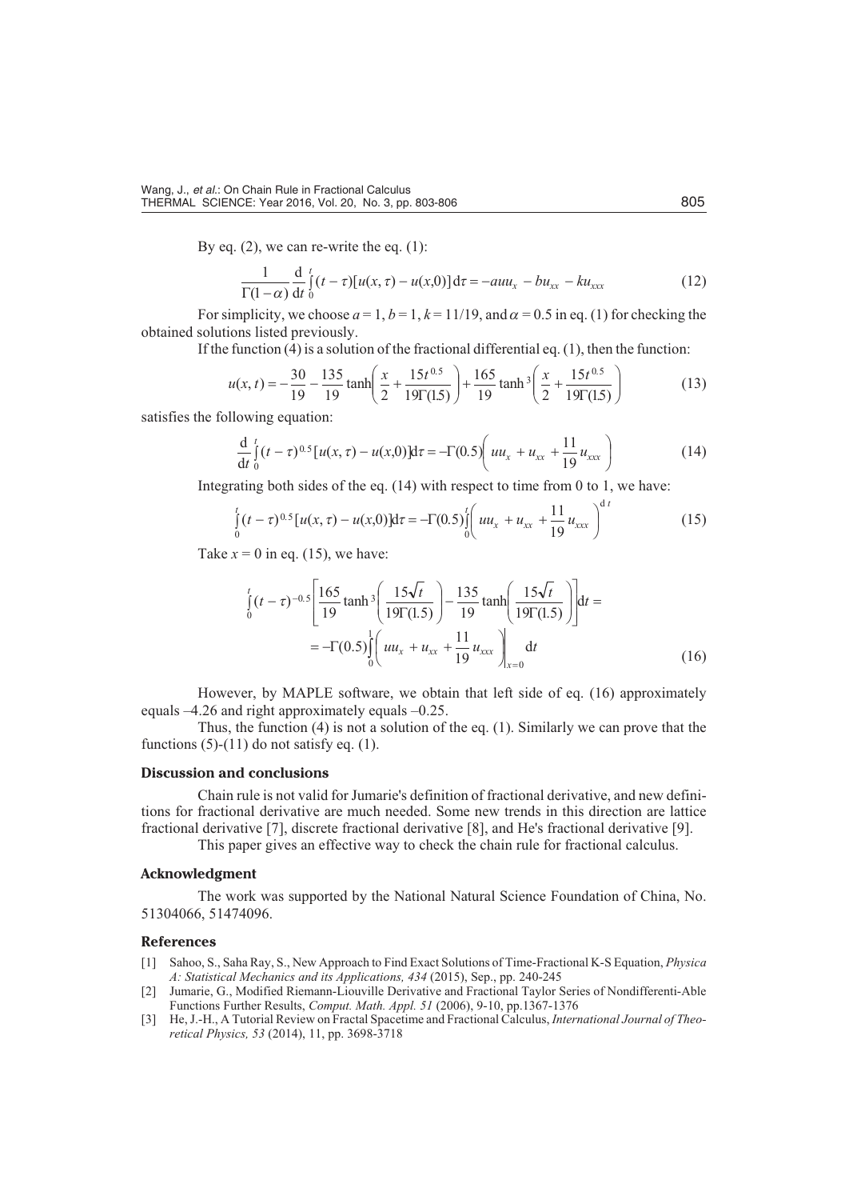By eq. (2), we can re-write the eq. (1):

$$\frac{1}{\Gamma(1-\alpha)}\frac{\mathrm{d}}{\mathrm{d}t}\int_0^t (t-\tau)[u(x,\tau)-u(x,0)]\,\mathrm{d}\tau = -auu_x - bu_{xx} - ku_{xxx} \tag{12}$$

For simplicity, we choose $a = 1$, $b = 1$, $k = 11/19$, and $\alpha = 0.5$ in eq. (1) for checking the obtained solutions listed previously.

If the function (4) is a solution of the fractional differential eq. (1), then the function:

$$u(x,t) = -\frac{30}{19} - \frac{135}{19}\tanh\left(\frac{x}{2} + \frac{15t^{0.5}}{19\Gamma(1.5)}\right) + \frac{165}{19}\tanh^3\left(\frac{x}{2} + \frac{15t^{0.5}}{19\Gamma(1.5)}\right) \tag{13}$$

satisfies the following equation:

$$\frac{\mathrm{d}}{\mathrm{d}t}\int_0^t (t-\tau)^{0.5}[u(x,\tau)-u(x,0)]\mathrm{d}\tau = -\Gamma(0.5)\left(uu_x + u_{xx} + \frac{11}{19}u_{xxx}\right) \tag{14}$$

Integrating both sides of the eq. (14) with respect to time from 0 to 1, we have:

$$\int_0^t (t-\tau)^{0.5}[u(x,\tau)-u(x,0)]\mathrm{d}\tau = -\Gamma(0.5)\int_0^t \left(uu_x + u_{xx} + \frac{11}{19}u_{xxx}\right)^{\mathrm{d}t} \tag{15}$$

Take $x = 0$ in eq. (15), we have:

$$\int_0^t (t-\tau)^{-0.5}\left[\frac{165}{19}\tanh^3\left(\frac{15\sqrt{t}}{19\Gamma(1.5)}\right) - \frac{135}{19}\tanh\left(\frac{15\sqrt{t}}{19\Gamma(1.5)}\right)\right]\mathrm{d}t = -\Gamma(0.5)\int_0^1 \left(uu_x + u_{xx} + \frac{11}{19}u_{xxx}\right)\bigg|_{x=0}\mathrm{d}t \tag{16}$$

However, by MAPLE software, we obtain that left side of eq. (16) approximately equals –4.26 and right approximately equals –0.25.

Thus, the function (4) is not a solution of the eq. (1). Similarly we can prove that the functions (5)-(11) do not satisfy eq. (1).

### Discussion and conclusions

Chain rule is not valid for Jumarie's definition of fractional derivative, and new definitions for fractional derivative are much needed. Some new trends in this direction are lattice fractional derivative [7], discrete fractional derivative [8], and He's fractional derivative [9].

This paper gives an effective way to check the chain rule for fractional calculus.

### Acknowledgment

The work was supported by the National Natural Science Foundation of China, No. 51304066, 51474096.

### References

- [1] Sahoo, S., Saha Ray, S., New Approach to Find Exact Solutions of Time-Fractional K-S Equation, *Physica A: Statistical Mechanics and its Applications, 434* (2015), Sep., pp. 240-245
- [2] Jumarie, G., Modified Riemann-Liouville Derivative and Fractional Taylor Series of Nondifferenti-Able Functions Further Results, *Comput. Math. Appl. 51* (2006), 9-10, pp.1367-1376
- [3] He, J.-H., A Tutorial Review on Fractal Spacetime and Fractional Calculus, *International Journal of Theoretical Physics, 53* (2014), 11, pp. 3698-3718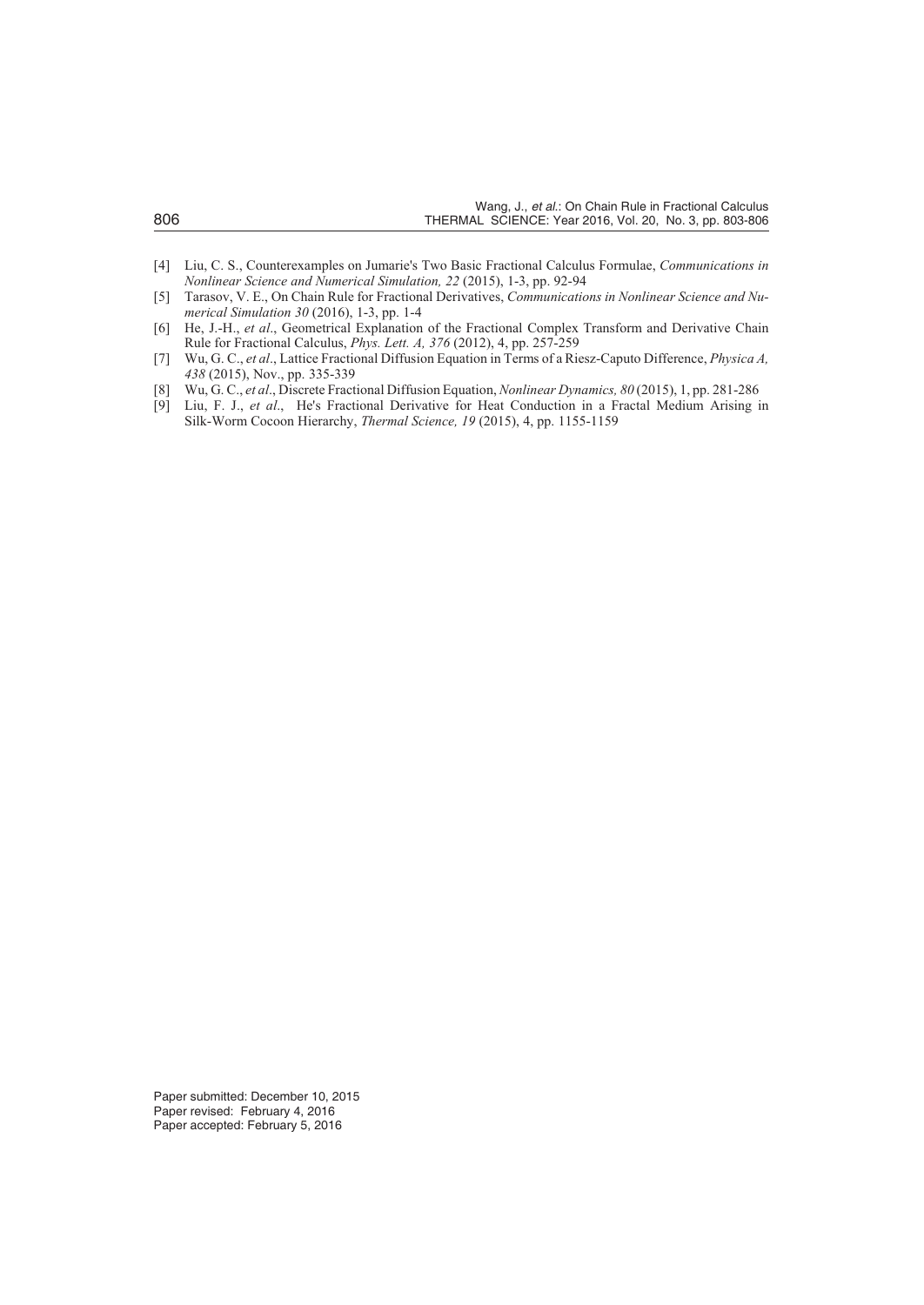[4] Liu, C. S., Counterexamples on Jumarie's Two Basic Fractional Calculus Formulae, *Communications in Nonlinear Science and Numerical Simulation, 22* (2015), 1-3, pp. 92-94

[5] Tarasov, V. E., On Chain Rule for Fractional Derivatives, *Communications in Nonlinear Science and Numerical Simulation 30* (2016), 1-3, pp. 1-4

[6] He, J.-H., *et al*., Geometrical Explanation of the Fractional Complex Transform and Derivative Chain Rule for Fractional Calculus, *Phys. Lett. A, 376* (2012), 4, pp. 257-259

[7] Wu, G. C., *et al*., Lattice Fractional Diffusion Equation in Terms of a Riesz-Caputo Difference, *Physica A, 438* (2015), Nov., pp. 335-339

[8] Wu, G. C., *et al*., Discrete Fractional Diffusion Equation, *Nonlinear Dynamics, 80* (2015), 1, pp. 281-286

[9] Liu, F. J., *et al*., He's Fractional Derivative for Heat Conduction in a Fractal Medium Arising in Silk-Worm Cocoon Hierarchy, *Thermal Science, 19* (2015), 4, pp. 1155-1159

Paper submitted: December 10, 2015
Paper revised: February 4, 2016
Paper accepted: February 5, 2016